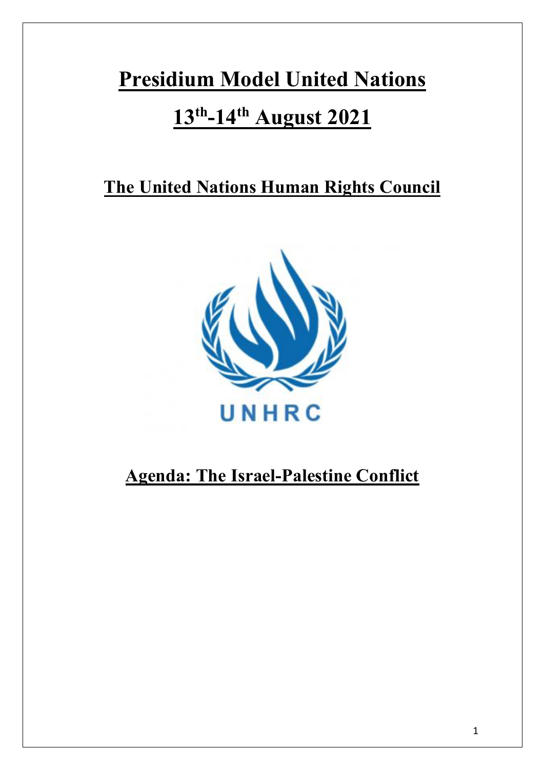# Presidium Model United Nations

# 13th-14th August 2021

## The United Nations Human Rights Council

UNHRC

## Agenda: The Israel-Palestine Conflict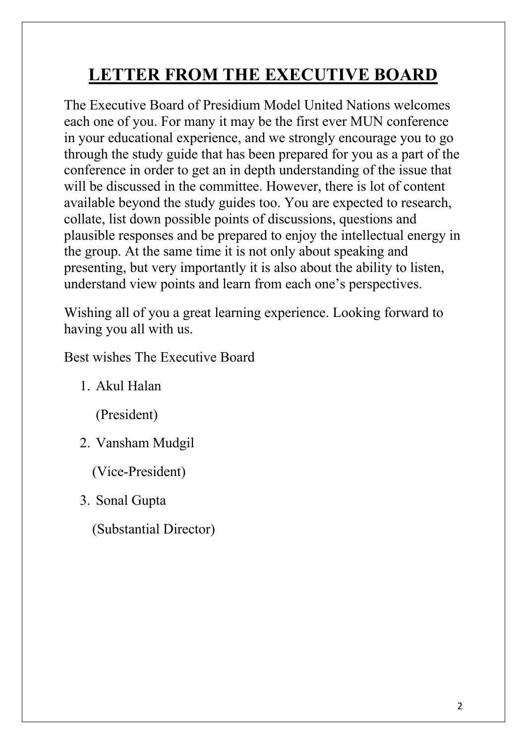# LETTER FROM THE EXECUTIVE BOARD

The Executive Board of Presidium Model United Nations welcomes each one of you. For many it may be the first ever MUN conference in your educational experience, and we strongly encourage you to go through the study guide that has been prepared for you as a part of the conference in order to get an in depth understanding of the issue that will be discussed in the committee. However, there is lot of content available beyond the study guides too. You are expected to research, collate, list down possible points of discussions, questions and plausible responses and be prepared to enjoy the intellectual energy in the group. At the same time it is not only about speaking and presenting, but very importantly it is also about the ability to listen, understand view points and learn from each one's perspectives.

Wishing all of you a great learning experience. Looking forward to having you all with us.

Best wishes The Executive Board

1. Akul Halan

   (President)

2. Vansham Mudgil

   (Vice-President)

3. Sonal Gupta

   (Substantial Director)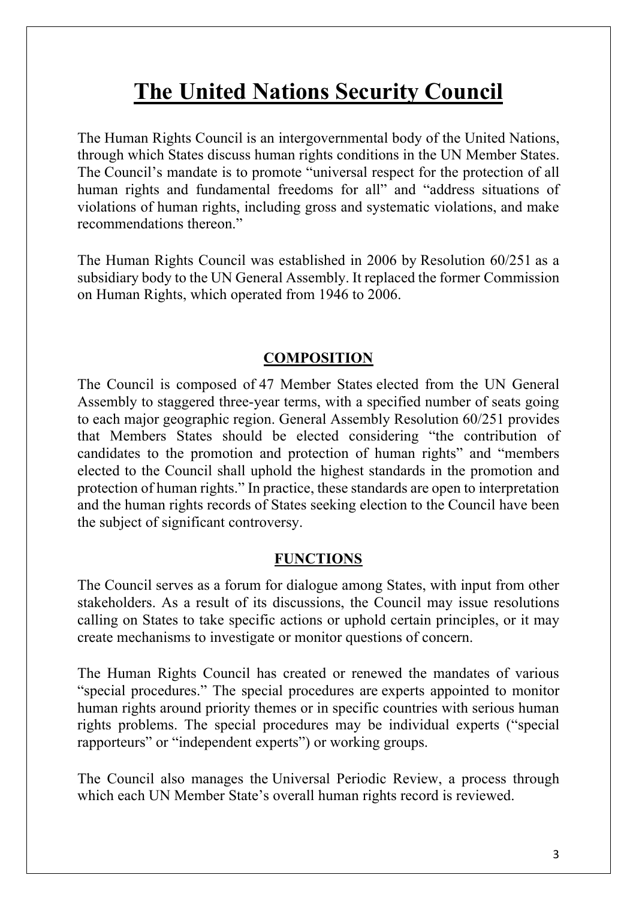# The United Nations Security Council

The Human Rights Council is an intergovernmental body of the United Nations, through which States discuss human rights conditions in the UN Member States. The Council's mandate is to promote "universal respect for the protection of all human rights and fundamental freedoms for all" and "address situations of violations of human rights, including gross and systematic violations, and make recommendations thereon."

The Human Rights Council was established in 2006 by Resolution 60/251 as a subsidiary body to the UN General Assembly. It replaced the former Commission on Human Rights, which operated from 1946 to 2006.

## COMPOSITION

The Council is composed of 47 Member States elected from the UN General Assembly to staggered three-year terms, with a specified number of seats going to each major geographic region. General Assembly Resolution 60/251 provides that Members States should be elected considering "the contribution of candidates to the promotion and protection of human rights" and "members elected to the Council shall uphold the highest standards in the promotion and protection of human rights." In practice, these standards are open to interpretation and the human rights records of States seeking election to the Council have been the subject of significant controversy.

## FUNCTIONS

The Council serves as a forum for dialogue among States, with input from other stakeholders. As a result of its discussions, the Council may issue resolutions calling on States to take specific actions or uphold certain principles, or it may create mechanisms to investigate or monitor questions of concern.

The Human Rights Council has created or renewed the mandates of various "special procedures." The special procedures are experts appointed to monitor human rights around priority themes or in specific countries with serious human rights problems. The special procedures may be individual experts ("special rapporteurs" or "independent experts") or working groups.

The Council also manages the Universal Periodic Review, a process through which each UN Member State's overall human rights record is reviewed.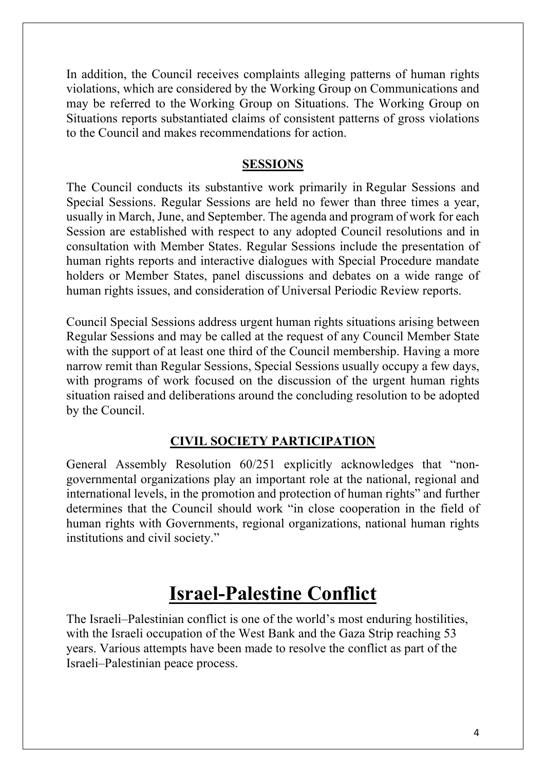In addition, the Council receives complaints alleging patterns of human rights violations, which are considered by the Working Group on Communications and may be referred to the Working Group on Situations. The Working Group on Situations reports substantiated claims of consistent patterns of gross violations to the Council and makes recommendations for action.

### SESSIONS

The Council conducts its substantive work primarily in Regular Sessions and Special Sessions. Regular Sessions are held no fewer than three times a year, usually in March, June, and September. The agenda and program of work for each Session are established with respect to any adopted Council resolutions and in consultation with Member States. Regular Sessions include the presentation of human rights reports and interactive dialogues with Special Procedure mandate holders or Member States, panel discussions and debates on a wide range of human rights issues, and consideration of Universal Periodic Review reports.

Council Special Sessions address urgent human rights situations arising between Regular Sessions and may be called at the request of any Council Member State with the support of at least one third of the Council membership. Having a more narrow remit than Regular Sessions, Special Sessions usually occupy a few days, with programs of work focused on the discussion of the urgent human rights situation raised and deliberations around the concluding resolution to be adopted by the Council.

### CIVIL SOCIETY PARTICIPATION

General Assembly Resolution 60/251 explicitly acknowledges that "non-governmental organizations play an important role at the national, regional and international levels, in the promotion and protection of human rights" and further determines that the Council should work "in close cooperation in the field of human rights with Governments, regional organizations, national human rights institutions and civil society."

# Israel-Palestine Conflict

The Israeli–Palestinian conflict is one of the world's most enduring hostilities, with the Israeli occupation of the West Bank and the Gaza Strip reaching 53 years. Various attempts have been made to resolve the conflict as part of the Israeli–Palestinian peace process.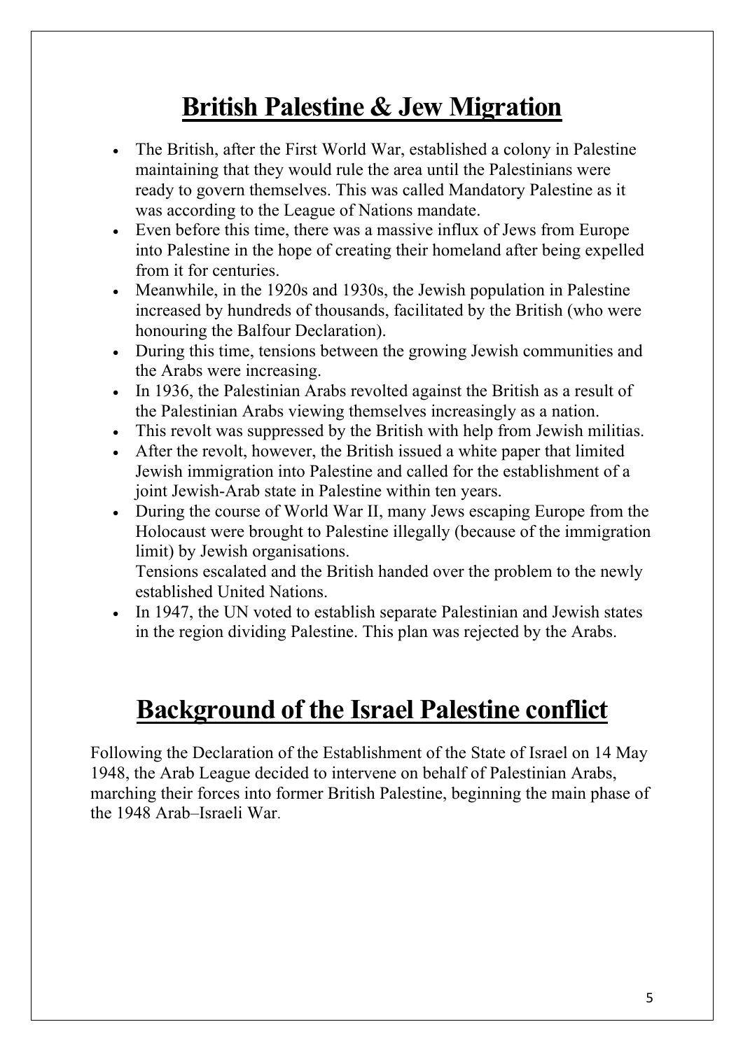# British Palestine & Jew Migration

- The British, after the First World War, established a colony in Palestine maintaining that they would rule the area until the Palestinians were ready to govern themselves. This was called Mandatory Palestine as it was according to the League of Nations mandate.
- Even before this time, there was a massive influx of Jews from Europe into Palestine in the hope of creating their homeland after being expelled from it for centuries.
- Meanwhile, in the 1920s and 1930s, the Jewish population in Palestine increased by hundreds of thousands, facilitated by the British (who were honouring the Balfour Declaration).
- During this time, tensions between the growing Jewish communities and the Arabs were increasing.
- In 1936, the Palestinian Arabs revolted against the British as a result of the Palestinian Arabs viewing themselves increasingly as a nation.
- This revolt was suppressed by the British with help from Jewish militias.
- After the revolt, however, the British issued a white paper that limited Jewish immigration into Palestine and called for the establishment of a joint Jewish-Arab state in Palestine within ten years.
- During the course of World War II, many Jews escaping Europe from the Holocaust were brought to Palestine illegally (because of the immigration limit) by Jewish organisations.
  Tensions escalated and the British handed over the problem to the newly established United Nations.
- In 1947, the UN voted to establish separate Palestinian and Jewish states in the region dividing Palestine. This plan was rejected by the Arabs.

# Background of the Israel Palestine conflict

Following the Declaration of the Establishment of the State of Israel on 14 May 1948, the Arab League decided to intervene on behalf of Palestinian Arabs, marching their forces into former British Palestine, beginning the main phase of the 1948 Arab–Israeli War.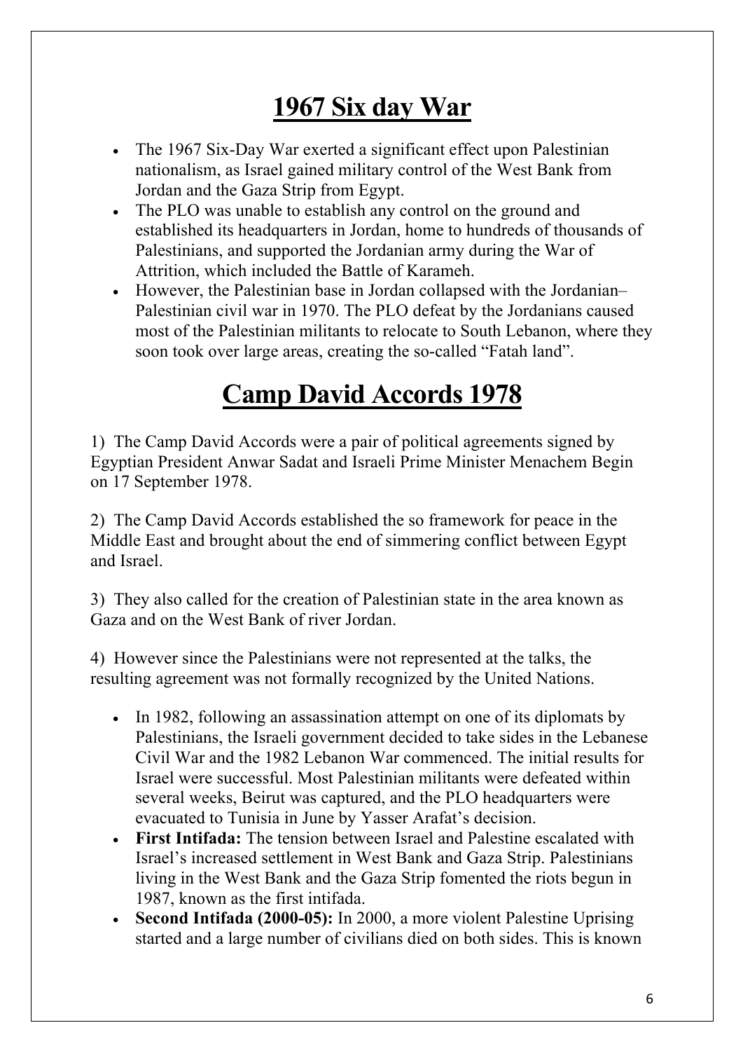# 1967 Six day War

- The 1967 Six-Day War exerted a significant effect upon Palestinian nationalism, as Israel gained military control of the West Bank from Jordan and the Gaza Strip from Egypt.
- The PLO was unable to establish any control on the ground and established its headquarters in Jordan, home to hundreds of thousands of Palestinians, and supported the Jordanian army during the War of Attrition, which included the Battle of Karameh.
- However, the Palestinian base in Jordan collapsed with the Jordanian–Palestinian civil war in 1970. The PLO defeat by the Jordanians caused most of the Palestinian militants to relocate to South Lebanon, where they soon took over large areas, creating the so-called "Fatah land".

# Camp David Accords 1978

1) The Camp David Accords were a pair of political agreements signed by Egyptian President Anwar Sadat and Israeli Prime Minister Menachem Begin on 17 September 1978.

2) The Camp David Accords established the so framework for peace in the Middle East and brought about the end of simmering conflict between Egypt and Israel.

3) They also called for the creation of Palestinian state in the area known as Gaza and on the West Bank of river Jordan.

4) However since the Palestinians were not represented at the talks, the resulting agreement was not formally recognized by the United Nations.

- In 1982, following an assassination attempt on one of its diplomats by Palestinians, the Israeli government decided to take sides in the Lebanese Civil War and the 1982 Lebanon War commenced. The initial results for Israel were successful. Most Palestinian militants were defeated within several weeks, Beirut was captured, and the PLO headquarters were evacuated to Tunisia in June by Yasser Arafat's decision.
- **First Intifada:** The tension between Israel and Palestine escalated with Israel's increased settlement in West Bank and Gaza Strip. Palestinians living in the West Bank and the Gaza Strip fomented the riots begun in 1987, known as the first intifada.
- **Second Intifada (2000-05):** In 2000, a more violent Palestine Uprising started and a large number of civilians died on both sides. This is known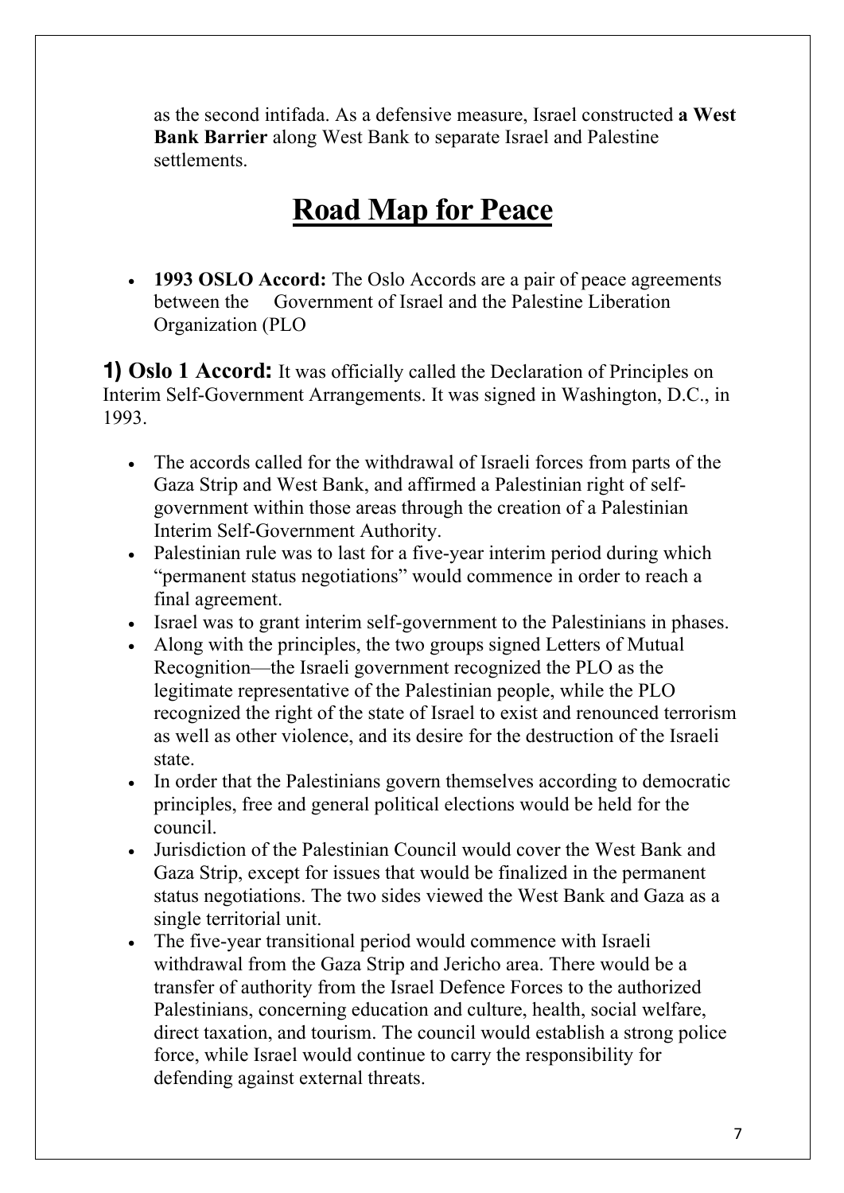as the second intifada. As a defensive measure, Israel constructed **a West Bank Barrier** along West Bank to separate Israel and Palestine settlements.

# Road Map for Peace

- **1993 OSLO Accord:** The Oslo Accords are a pair of peace agreements between the Government of Israel and the Palestine Liberation Organization (PLO

**1) Oslo 1 Accord:** It was officially called the Declaration of Principles on Interim Self-Government Arrangements. It was signed in Washington, D.C., in 1993.

- The accords called for the withdrawal of Israeli forces from parts of the Gaza Strip and West Bank, and affirmed a Palestinian right of self-government within those areas through the creation of a Palestinian Interim Self-Government Authority.
- Palestinian rule was to last for a five-year interim period during which "permanent status negotiations" would commence in order to reach a final agreement.
- Israel was to grant interim self-government to the Palestinians in phases.
- Along with the principles, the two groups signed Letters of Mutual Recognition—the Israeli government recognized the PLO as the legitimate representative of the Palestinian people, while the PLO recognized the right of the state of Israel to exist and renounced terrorism as well as other violence, and its desire for the destruction of the Israeli state.
- In order that the Palestinians govern themselves according to democratic principles, free and general political elections would be held for the council.
- Jurisdiction of the Palestinian Council would cover the West Bank and Gaza Strip, except for issues that would be finalized in the permanent status negotiations. The two sides viewed the West Bank and Gaza as a single territorial unit.
- The five-year transitional period would commence with Israeli withdrawal from the Gaza Strip and Jericho area. There would be a transfer of authority from the Israel Defence Forces to the authorized Palestinians, concerning education and culture, health, social welfare, direct taxation, and tourism. The council would establish a strong police force, while Israel would continue to carry the responsibility for defending against external threats.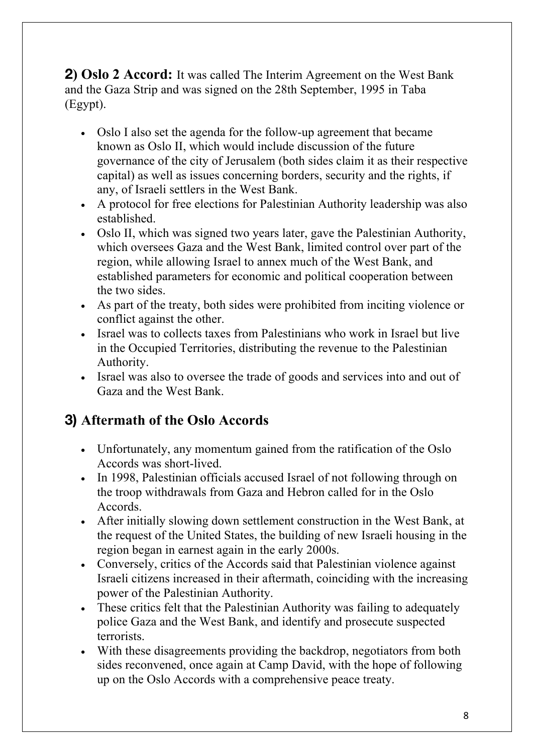**2) Oslo 2 Accord:** It was called The Interim Agreement on the West Bank and the Gaza Strip and was signed on the 28th September, 1995 in Taba (Egypt).

- Oslo I also set the agenda for the follow-up agreement that became known as Oslo II, which would include discussion of the future governance of the city of Jerusalem (both sides claim it as their respective capital) as well as issues concerning borders, security and the rights, if any, of Israeli settlers in the West Bank.
- A protocol for free elections for Palestinian Authority leadership was also established.
- Oslo II, which was signed two years later, gave the Palestinian Authority, which oversees Gaza and the West Bank, limited control over part of the region, while allowing Israel to annex much of the West Bank, and established parameters for economic and political cooperation between the two sides.
- As part of the treaty, both sides were prohibited from inciting violence or conflict against the other.
- Israel was to collects taxes from Palestinians who work in Israel but live in the Occupied Territories, distributing the revenue to the Palestinian Authority.
- Israel was also to oversee the trade of goods and services into and out of Gaza and the West Bank.

## 3) Aftermath of the Oslo Accords

- Unfortunately, any momentum gained from the ratification of the Oslo Accords was short-lived.
- In 1998, Palestinian officials accused Israel of not following through on the troop withdrawals from Gaza and Hebron called for in the Oslo Accords.
- After initially slowing down settlement construction in the West Bank, at the request of the United States, the building of new Israeli housing in the region began in earnest again in the early 2000s.
- Conversely, critics of the Accords said that Palestinian violence against Israeli citizens increased in their aftermath, coinciding with the increasing power of the Palestinian Authority.
- These critics felt that the Palestinian Authority was failing to adequately police Gaza and the West Bank, and identify and prosecute suspected terrorists.
- With these disagreements providing the backdrop, negotiators from both sides reconvened, once again at Camp David, with the hope of following up on the Oslo Accords with a comprehensive peace treaty.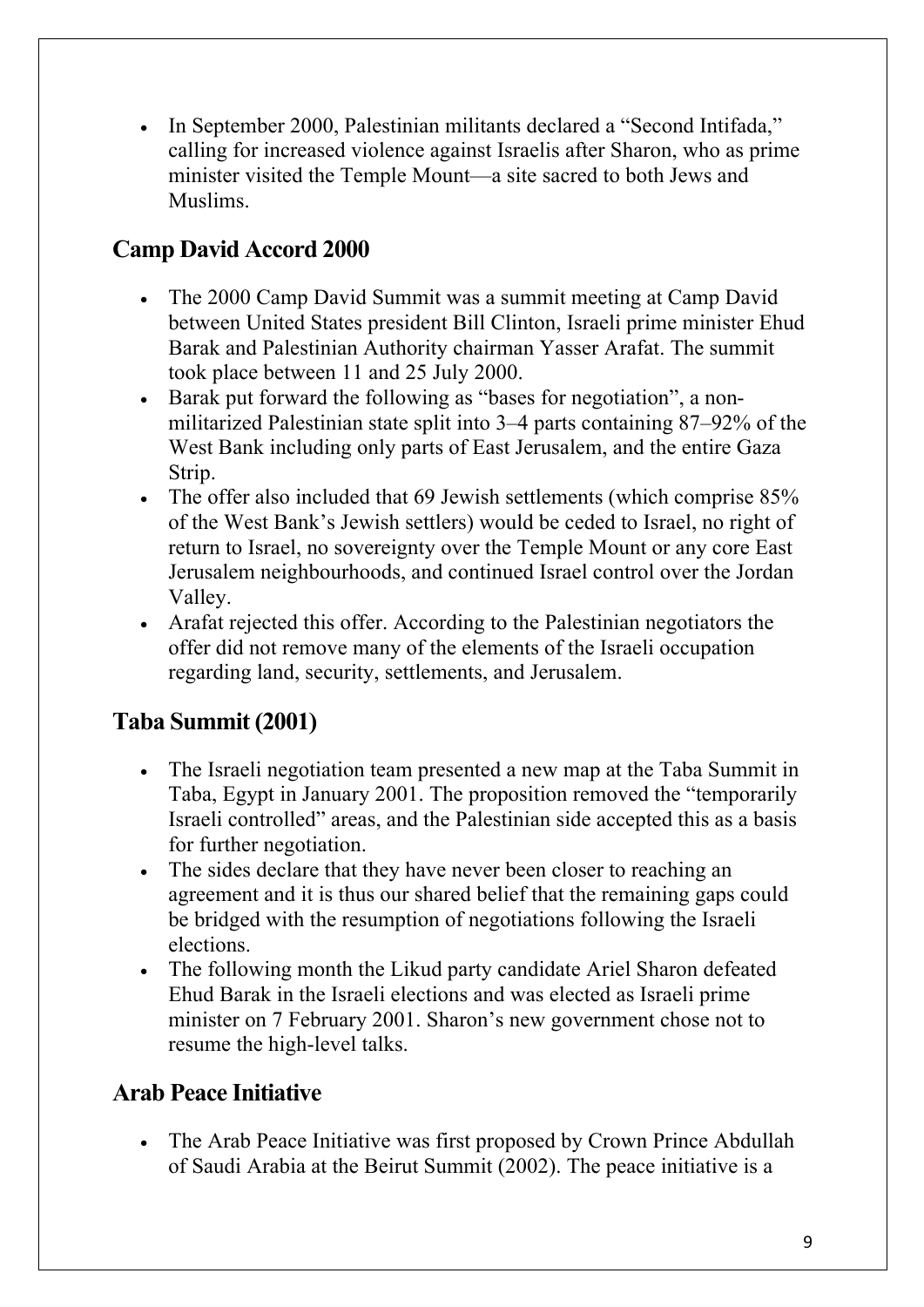- In September 2000, Palestinian militants declared a "Second Intifada," calling for increased violence against Israelis after Sharon, who as prime minister visited the Temple Mount—a site sacred to both Jews and Muslims.

## Camp David Accord 2000

- The 2000 Camp David Summit was a summit meeting at Camp David between United States president Bill Clinton, Israeli prime minister Ehud Barak and Palestinian Authority chairman Yasser Arafat. The summit took place between 11 and 25 July 2000.
- Barak put forward the following as "bases for negotiation", a non-militarized Palestinian state split into 3–4 parts containing 87–92% of the West Bank including only parts of East Jerusalem, and the entire Gaza Strip.
- The offer also included that 69 Jewish settlements (which comprise 85% of the West Bank's Jewish settlers) would be ceded to Israel, no right of return to Israel, no sovereignty over the Temple Mount or any core East Jerusalem neighbourhoods, and continued Israel control over the Jordan Valley.
- Arafat rejected this offer. According to the Palestinian negotiators the offer did not remove many of the elements of the Israeli occupation regarding land, security, settlements, and Jerusalem.

## Taba Summit (2001)

- The Israeli negotiation team presented a new map at the Taba Summit in Taba, Egypt in January 2001. The proposition removed the "temporarily Israeli controlled" areas, and the Palestinian side accepted this as a basis for further negotiation.
- The sides declare that they have never been closer to reaching an agreement and it is thus our shared belief that the remaining gaps could be bridged with the resumption of negotiations following the Israeli elections.
- The following month the Likud party candidate Ariel Sharon defeated Ehud Barak in the Israeli elections and was elected as Israeli prime minister on 7 February 2001. Sharon's new government chose not to resume the high-level talks.

## Arab Peace Initiative

- The Arab Peace Initiative was first proposed by Crown Prince Abdullah of Saudi Arabia at the Beirut Summit (2002). The peace initiative is a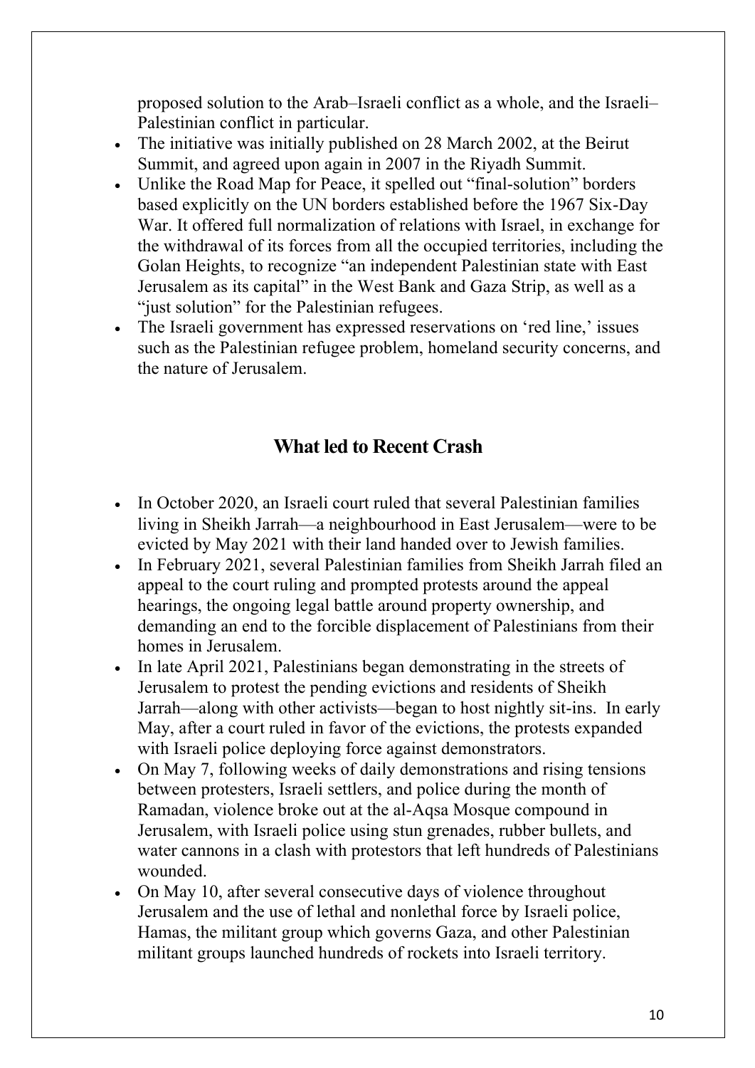proposed solution to the Arab–Israeli conflict as a whole, and the Israeli–Palestinian conflict in particular.

- The initiative was initially published on 28 March 2002, at the Beirut Summit, and agreed upon again in 2007 in the Riyadh Summit.
- Unlike the Road Map for Peace, it spelled out "final-solution" borders based explicitly on the UN borders established before the 1967 Six-Day War. It offered full normalization of relations with Israel, in exchange for the withdrawal of its forces from all the occupied territories, including the Golan Heights, to recognize "an independent Palestinian state with East Jerusalem as its capital" in the West Bank and Gaza Strip, as well as a "just solution" for the Palestinian refugees.
- The Israeli government has expressed reservations on 'red line,' issues such as the Palestinian refugee problem, homeland security concerns, and the nature of Jerusalem.

## What led to Recent Crash

- In October 2020, an Israeli court ruled that several Palestinian families living in Sheikh Jarrah—a neighbourhood in East Jerusalem—were to be evicted by May 2021 with their land handed over to Jewish families.
- In February 2021, several Palestinian families from Sheikh Jarrah filed an appeal to the court ruling and prompted protests around the appeal hearings, the ongoing legal battle around property ownership, and demanding an end to the forcible displacement of Palestinians from their homes in Jerusalem.
- In late April 2021, Palestinians began demonstrating in the streets of Jerusalem to protest the pending evictions and residents of Sheikh Jarrah—along with other activists—began to host nightly sit-ins. In early May, after a court ruled in favor of the evictions, the protests expanded with Israeli police deploying force against demonstrators.
- On May 7, following weeks of daily demonstrations and rising tensions between protesters, Israeli settlers, and police during the month of Ramadan, violence broke out at the al-Aqsa Mosque compound in Jerusalem, with Israeli police using stun grenades, rubber bullets, and water cannons in a clash with protestors that left hundreds of Palestinians wounded.
- On May 10, after several consecutive days of violence throughout Jerusalem and the use of lethal and nonlethal force by Israeli police, Hamas, the militant group which governs Gaza, and other Palestinian militant groups launched hundreds of rockets into Israeli territory.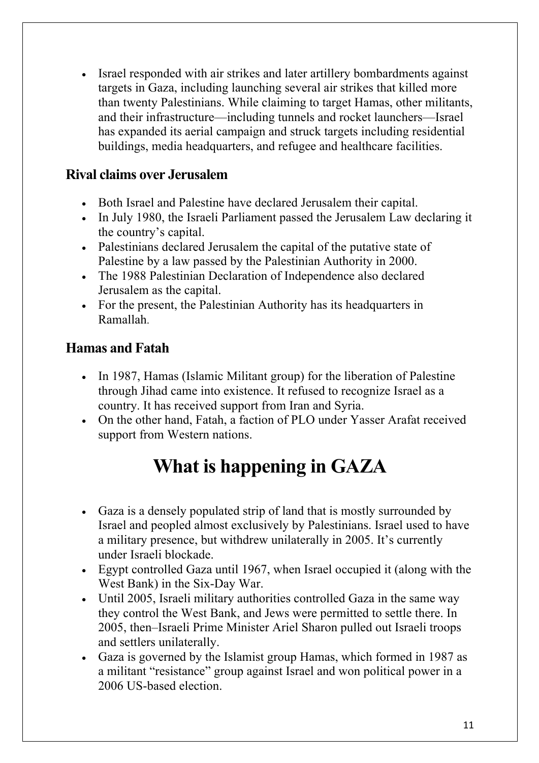- Israel responded with air strikes and later artillery bombardments against targets in Gaza, including launching several air strikes that killed more than twenty Palestinians. While claiming to target Hamas, other militants, and their infrastructure—including tunnels and rocket launchers—Israel has expanded its aerial campaign and struck targets including residential buildings, media headquarters, and refugee and healthcare facilities.

### Rival claims over Jerusalem

- Both Israel and Palestine have declared Jerusalem their capital.
- In July 1980, the Israeli Parliament passed the Jerusalem Law declaring it the country's capital.
- Palestinians declared Jerusalem the capital of the putative state of Palestine by a law passed by the Palestinian Authority in 2000.
- The 1988 Palestinian Declaration of Independence also declared Jerusalem as the capital.
- For the present, the Palestinian Authority has its headquarters in Ramallah.

### Hamas and Fatah

- In 1987, Hamas (Islamic Militant group) for the liberation of Palestine through Jihad came into existence. It refused to recognize Israel as a country. It has received support from Iran and Syria.
- On the other hand, Fatah, a faction of PLO under Yasser Arafat received support from Western nations.

# What is happening in GAZA

- Gaza is a densely populated strip of land that is mostly surrounded by Israel and peopled almost exclusively by Palestinians. Israel used to have a military presence, but withdrew unilaterally in 2005. It's currently under Israeli blockade.
- Egypt controlled Gaza until 1967, when Israel occupied it (along with the West Bank) in the Six-Day War.
- Until 2005, Israeli military authorities controlled Gaza in the same way they control the West Bank, and Jews were permitted to settle there. In 2005, then–Israeli Prime Minister Ariel Sharon pulled out Israeli troops and settlers unilaterally.
- Gaza is governed by the Islamist group Hamas, which formed in 1987 as a militant "resistance" group against Israel and won political power in a 2006 US-based election.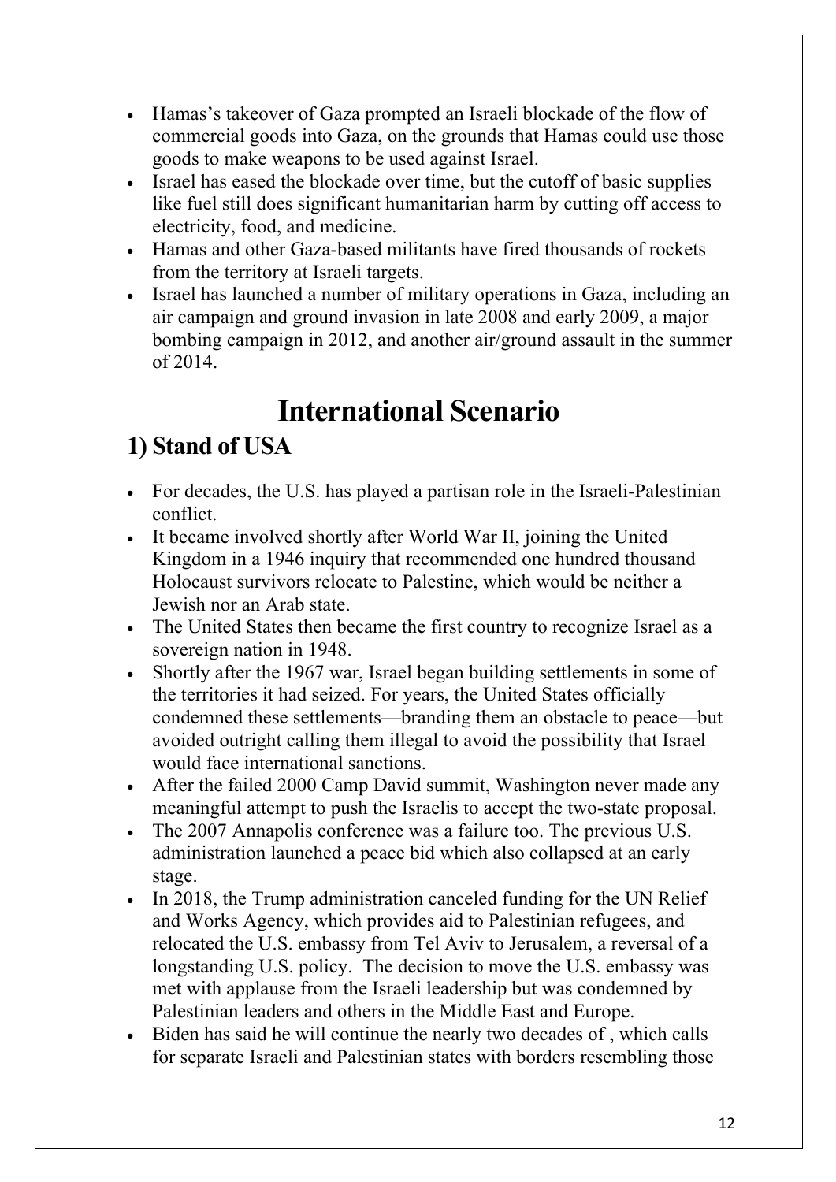- Hamas's takeover of Gaza prompted an Israeli blockade of the flow of commercial goods into Gaza, on the grounds that Hamas could use those goods to make weapons to be used against Israel.
- Israel has eased the blockade over time, but the cutoff of basic supplies like fuel still does significant humanitarian harm by cutting off access to electricity, food, and medicine.
- Hamas and other Gaza-based militants have fired thousands of rockets from the territory at Israeli targets.
- Israel has launched a number of military operations in Gaza, including an air campaign and ground invasion in late 2008 and early 2009, a major bombing campaign in 2012, and another air/ground assault in the summer of 2014.

# International Scenario

## 1) Stand of USA

- For decades, the U.S. has played a partisan role in the Israeli-Palestinian conflict.
- It became involved shortly after World War II, joining the United Kingdom in a 1946 inquiry that recommended one hundred thousand Holocaust survivors relocate to Palestine, which would be neither a Jewish nor an Arab state.
- The United States then became the first country to recognize Israel as a sovereign nation in 1948.
- Shortly after the 1967 war, Israel began building settlements in some of the territories it had seized. For years, the United States officially condemned these settlements—branding them an obstacle to peace—but avoided outright calling them illegal to avoid the possibility that Israel would face international sanctions.
- After the failed 2000 Camp David summit, Washington never made any meaningful attempt to push the Israelis to accept the two-state proposal.
- The 2007 Annapolis conference was a failure too. The previous U.S. administration launched a peace bid which also collapsed at an early stage.
- In 2018, the Trump administration canceled funding for the UN Relief and Works Agency, which provides aid to Palestinian refugees, and relocated the U.S. embassy from Tel Aviv to Jerusalem, a reversal of a longstanding U.S. policy. The decision to move the U.S. embassy was met with applause from the Israeli leadership but was condemned by Palestinian leaders and others in the Middle East and Europe.
- Biden has said he will continue the nearly two decades of , which calls for separate Israeli and Palestinian states with borders resembling those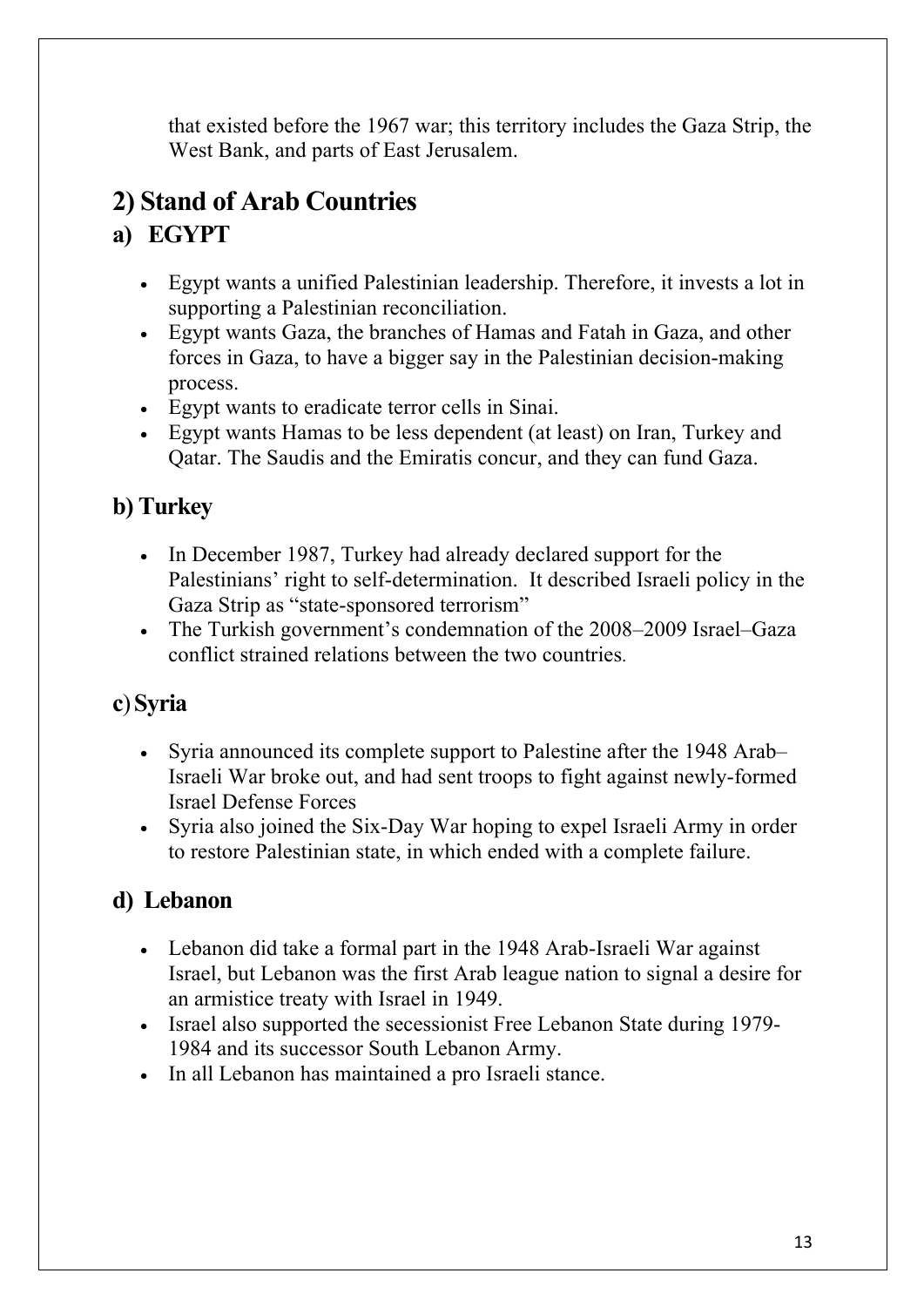that existed before the 1967 war; this territory includes the Gaza Strip, the West Bank, and parts of East Jerusalem.

## 2) Stand of Arab Countries

### a) EGYPT

- Egypt wants a unified Palestinian leadership. Therefore, it invests a lot in supporting a Palestinian reconciliation.
- Egypt wants Gaza, the branches of Hamas and Fatah in Gaza, and other forces in Gaza, to have a bigger say in the Palestinian decision-making process.
- Egypt wants to eradicate terror cells in Sinai.
- Egypt wants Hamas to be less dependent (at least) on Iran, Turkey and Qatar. The Saudis and the Emiratis concur, and they can fund Gaza.

### b) Turkey

- In December 1987, Turkey had already declared support for the Palestinians' right to self-determination. It described Israeli policy in the Gaza Strip as "state-sponsored terrorism"
- The Turkish government's condemnation of the 2008–2009 Israel–Gaza conflict strained relations between the two countries.

### c) Syria

- Syria announced its complete support to Palestine after the 1948 Arab–Israeli War broke out, and had sent troops to fight against newly-formed Israel Defense Forces
- Syria also joined the Six-Day War hoping to expel Israeli Army in order to restore Palestinian state, in which ended with a complete failure.

### d) Lebanon

- Lebanon did take a formal part in the 1948 Arab-Israeli War against Israel, but Lebanon was the first Arab league nation to signal a desire for an armistice treaty with Israel in 1949.
- Israel also supported the secessionist Free Lebanon State during 1979-1984 and its successor South Lebanon Army.
- In all Lebanon has maintained a pro Israeli stance.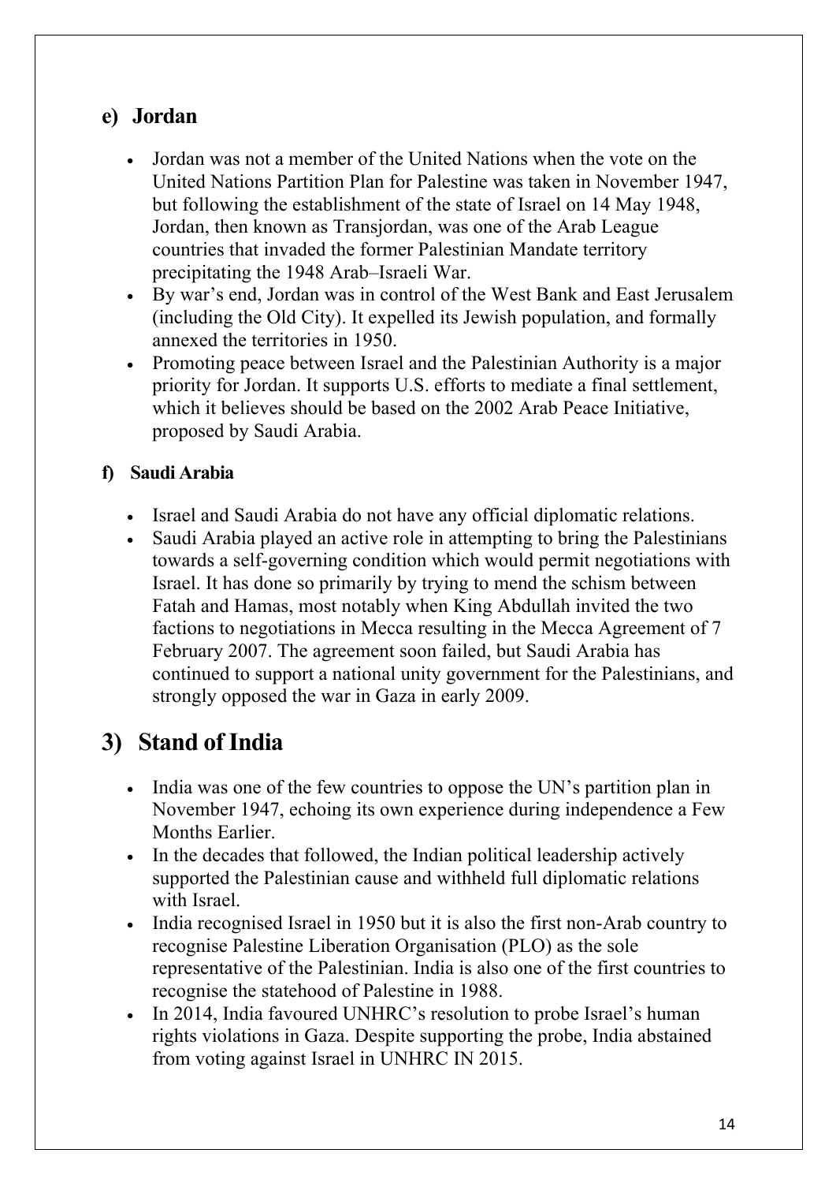### e) Jordan

- Jordan was not a member of the United Nations when the vote on the United Nations Partition Plan for Palestine was taken in November 1947, but following the establishment of the state of Israel on 14 May 1948, Jordan, then known as Transjordan, was one of the Arab League countries that invaded the former Palestinian Mandate territory precipitating the 1948 Arab–Israeli War.
- By war's end, Jordan was in control of the West Bank and East Jerusalem (including the Old City). It expelled its Jewish population, and formally annexed the territories in 1950.
- Promoting peace between Israel and the Palestinian Authority is a major priority for Jordan. It supports U.S. efforts to mediate a final settlement, which it believes should be based on the 2002 Arab Peace Initiative, proposed by Saudi Arabia.

#### f) Saudi Arabia

- Israel and Saudi Arabia do not have any official diplomatic relations.
- Saudi Arabia played an active role in attempting to bring the Palestinians towards a self-governing condition which would permit negotiations with Israel. It has done so primarily by trying to mend the schism between Fatah and Hamas, most notably when King Abdullah invited the two factions to negotiations in Mecca resulting in the Mecca Agreement of 7 February 2007. The agreement soon failed, but Saudi Arabia has continued to support a national unity government for the Palestinians, and strongly opposed the war in Gaza in early 2009.

## 3) Stand of India

- India was one of the few countries to oppose the UN's partition plan in November 1947, echoing its own experience during independence a Few Months Earlier.
- In the decades that followed, the Indian political leadership actively supported the Palestinian cause and withheld full diplomatic relations with Israel.
- India recognised Israel in 1950 but it is also the first non-Arab country to recognise Palestine Liberation Organisation (PLO) as the sole representative of the Palestinian. India is also one of the first countries to recognise the statehood of Palestine in 1988.
- In 2014, India favoured UNHRC's resolution to probe Israel's human rights violations in Gaza. Despite supporting the probe, India abstained from voting against Israel in UNHRC IN 2015.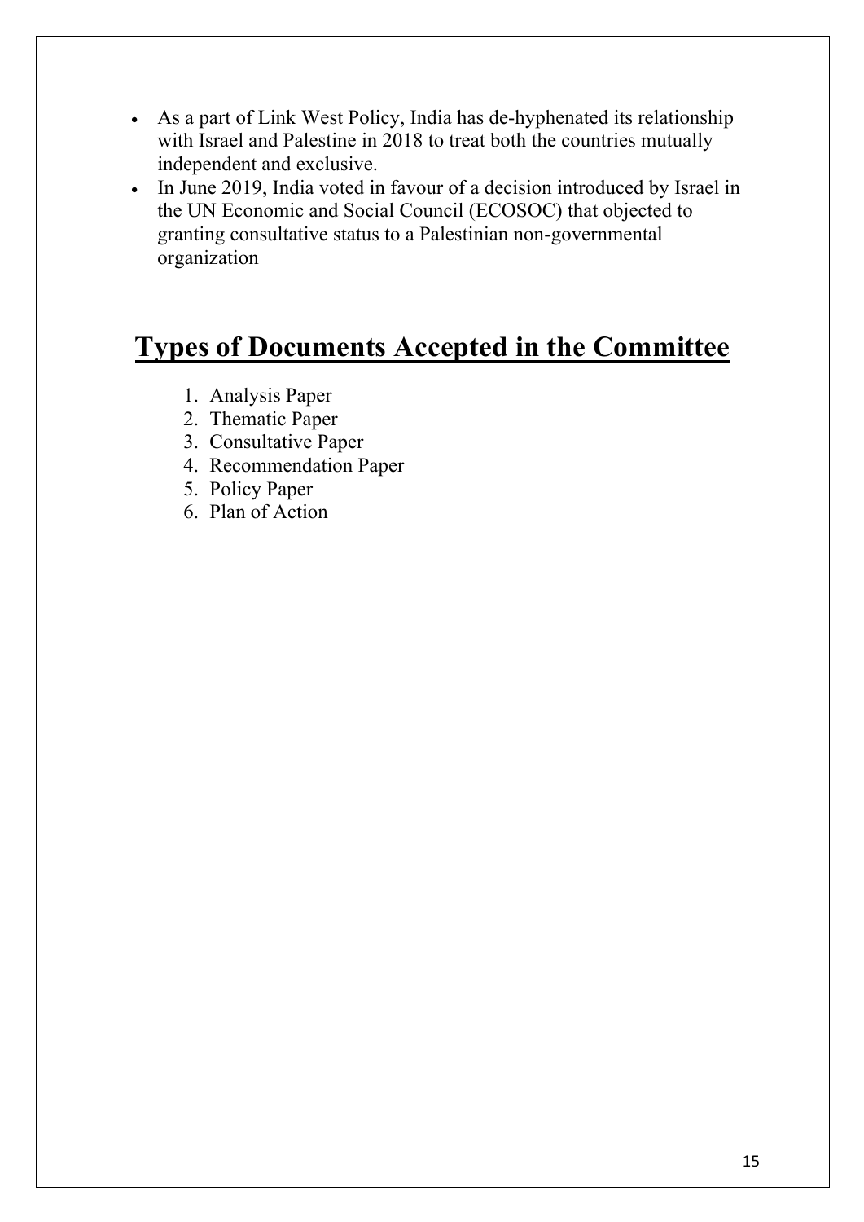- As a part of Link West Policy, India has de-hyphenated its relationship with Israel and Palestine in 2018 to treat both the countries mutually independent and exclusive.
- In June 2019, India voted in favour of a decision introduced by Israel in the UN Economic and Social Council (ECOSOC) that objected to granting consultative status to a Palestinian non-governmental organization

## Types of Documents Accepted in the Committee

1. Analysis Paper
2. Thematic Paper
3. Consultative Paper
4. Recommendation Paper
5. Policy Paper
6. Plan of Action